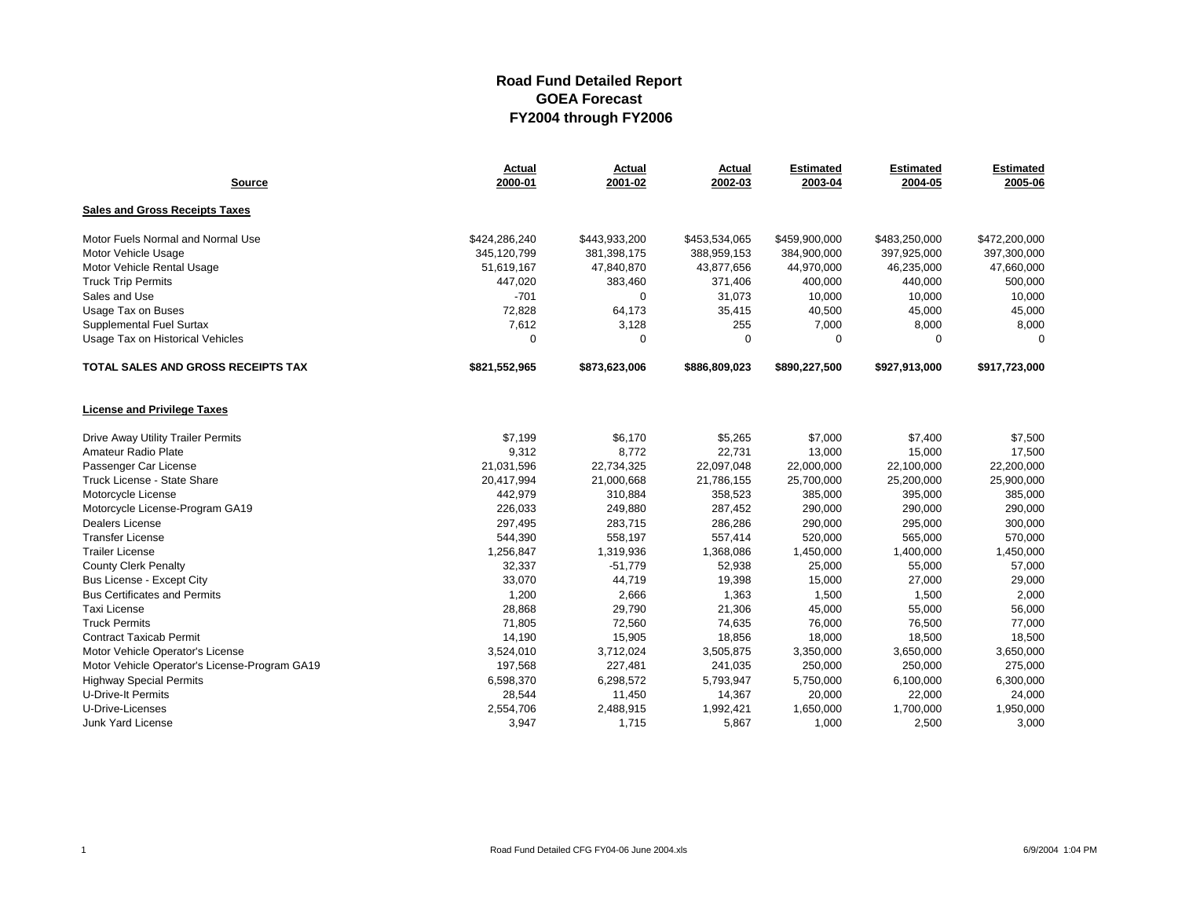# Road Fund Detailed Report
## GOEA Forecast
## FY2004 through FY2006

| Source | Actual 2000-01 | Actual 2001-02 | Actual 2002-03 | Estimated 2003-04 | Estimated 2004-05 | Estimated 2005-06 |
|---|---|---|---|---|---|---|
| **Sales and Gross Receipts Taxes** | | | | | | |
| Motor Fuels Normal and Normal Use | $424,286,240 | $443,933,200 | $453,534,065 | $459,900,000 | $483,250,000 | $472,200,000 |
| Motor Vehicle Usage | 345,120,799 | 381,398,175 | 388,959,153 | 384,900,000 | 397,925,000 | 397,300,000 |
| Motor Vehicle Rental Usage | 51,619,167 | 47,840,870 | 43,877,656 | 44,970,000 | 46,235,000 | 47,660,000 |
| Truck Trip Permits | 447,020 | 383,460 | 371,406 | 400,000 | 440,000 | 500,000 |
| Sales and Use | -701 | 0 | 31,073 | 10,000 | 10,000 | 10,000 |
| Usage Tax on Buses | 72,828 | 64,173 | 35,415 | 40,500 | 45,000 | 45,000 |
| Supplemental Fuel Surtax | 7,612 | 3,128 | 255 | 7,000 | 8,000 | 8,000 |
| Usage Tax on Historical Vehicles | 0 | 0 | 0 | 0 | 0 | 0 |
| **TOTAL SALES AND GROSS RECEIPTS TAX** | **$821,552,965** | **$873,623,006** | **$886,809,023** | **$890,227,500** | **$927,913,000** | **$917,723,000** |
| **License and Privilege Taxes** | | | | | | |
| Drive Away Utility Trailer Permits | $7,199 | $6,170 | $5,265 | $7,000 | $7,400 | $7,500 |
| Amateur Radio Plate | 9,312 | 8,772 | 22,731 | 13,000 | 15,000 | 17,500 |
| Passenger Car License | 21,031,596 | 22,734,325 | 22,097,048 | 22,000,000 | 22,100,000 | 22,200,000 |
| Truck License - State Share | 20,417,994 | 21,000,668 | 21,786,155 | 25,700,000 | 25,200,000 | 25,900,000 |
| Motorcycle License | 442,979 | 310,884 | 358,523 | 385,000 | 395,000 | 385,000 |
| Motorcycle License-Program GA19 | 226,033 | 249,880 | 287,452 | 290,000 | 290,000 | 290,000 |
| Dealers License | 297,495 | 283,715 | 286,286 | 290,000 | 295,000 | 300,000 |
| Transfer License | 544,390 | 558,197 | 557,414 | 520,000 | 565,000 | 570,000 |
| Trailer License | 1,256,847 | 1,319,936 | 1,368,086 | 1,450,000 | 1,400,000 | 1,450,000 |
| County Clerk Penalty | 32,337 | -51,779 | 52,938 | 25,000 | 55,000 | 57,000 |
| Bus License - Except City | 33,070 | 44,719 | 19,398 | 15,000 | 27,000 | 29,000 |
| Bus Certificates and Permits | 1,200 | 2,666 | 1,363 | 1,500 | 1,500 | 2,000 |
| Taxi License | 28,868 | 29,790 | 21,306 | 45,000 | 55,000 | 56,000 |
| Truck Permits | 71,805 | 72,560 | 74,635 | 76,000 | 76,500 | 77,000 |
| Contract Taxicab Permit | 14,190 | 15,905 | 18,856 | 18,000 | 18,500 | 18,500 |
| Motor Vehicle Operator's License | 3,524,010 | 3,712,024 | 3,505,875 | 3,350,000 | 3,650,000 | 3,650,000 |
| Motor Vehicle Operator's License-Program GA19 | 197,568 | 227,481 | 241,035 | 250,000 | 250,000 | 275,000 |
| Highway Special Permits | 6,598,370 | 6,298,572 | 5,793,947 | 5,750,000 | 6,100,000 | 6,300,000 |
| U-Drive-It Permits | 28,544 | 11,450 | 14,367 | 20,000 | 22,000 | 24,000 |
| U-Drive-Licenses | 2,554,706 | 2,488,915 | 1,992,421 | 1,650,000 | 1,700,000 | 1,950,000 |
| Junk Yard License | 3,947 | 1,715 | 5,867 | 1,000 | 2,500 | 3,000 |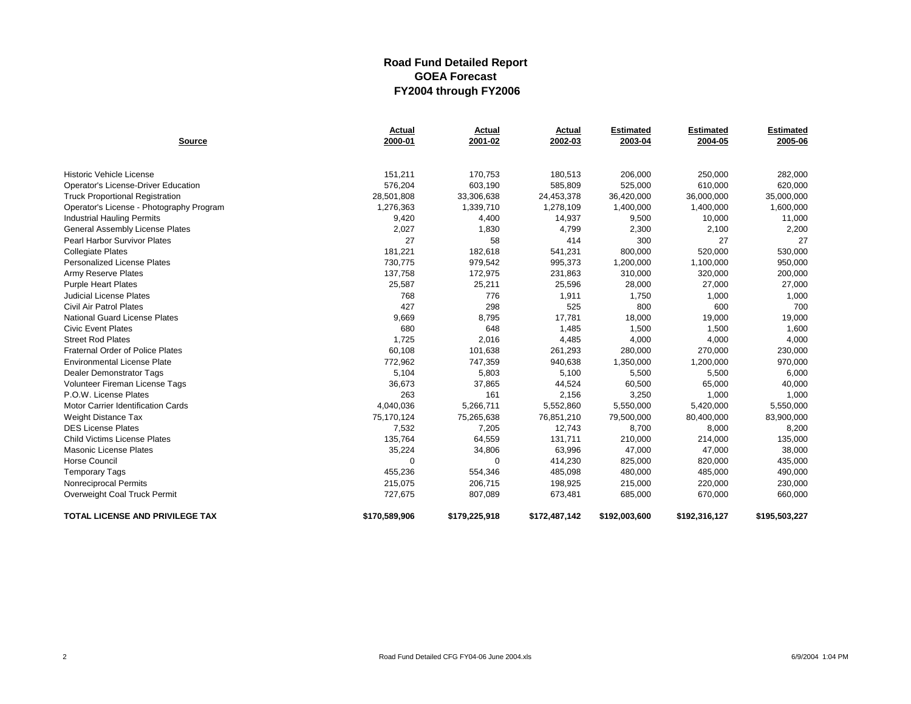# Road Fund Detailed Report
## GOEA Forecast
## FY2004 through FY2006

| Source | Actual 2000-01 | Actual 2001-02 | Actual 2002-03 | Estimated 2003-04 | Estimated 2004-05 | Estimated 2005-06 |
|---|---|---|---|---|---|---|
| Historic Vehicle License | 151,211 | 170,753 | 180,513 | 206,000 | 250,000 | 282,000 |
| Operator's License-Driver Education | 576,204 | 603,190 | 585,809 | 525,000 | 610,000 | 620,000 |
| Truck Proportional Registration | 28,501,808 | 33,306,638 | 24,453,378 | 36,420,000 | 36,000,000 | 35,000,000 |
| Operator's License - Photography Program | 1,276,363 | 1,339,710 | 1,278,109 | 1,400,000 | 1,400,000 | 1,600,000 |
| Industrial Hauling Permits | 9,420 | 4,400 | 14,937 | 9,500 | 10,000 | 11,000 |
| General Assembly License Plates | 2,027 | 1,830 | 4,799 | 2,300 | 2,100 | 2,200 |
| Pearl Harbor Survivor Plates | 27 | 58 | 414 | 300 | 27 | 27 |
| Collegiate Plates | 181,221 | 182,618 | 541,231 | 800,000 | 520,000 | 530,000 |
| Personalized License Plates | 730,775 | 979,542 | 995,373 | 1,200,000 | 1,100,000 | 950,000 |
| Army Reserve Plates | 137,758 | 172,975 | 231,863 | 310,000 | 320,000 | 200,000 |
| Purple Heart Plates | 25,587 | 25,211 | 25,596 | 28,000 | 27,000 | 27,000 |
| Judicial License Plates | 768 | 776 | 1,911 | 1,750 | 1,000 | 1,000 |
| Civil Air Patrol Plates | 427 | 298 | 525 | 800 | 600 | 700 |
| National Guard License Plates | 9,669 | 8,795 | 17,781 | 18,000 | 19,000 | 19,000 |
| Civic Event Plates | 680 | 648 | 1,485 | 1,500 | 1,500 | 1,600 |
| Street Rod Plates | 1,725 | 2,016 | 4,485 | 4,000 | 4,000 | 4,000 |
| Fraternal Order of Police Plates | 60,108 | 101,638 | 261,293 | 280,000 | 270,000 | 230,000 |
| Environmental License Plate | 772,962 | 747,359 | 940,638 | 1,350,000 | 1,200,000 | 970,000 |
| Dealer Demonstrator Tags | 5,104 | 5,803 | 5,100 | 5,500 | 5,500 | 6,000 |
| Volunteer Fireman License Tags | 36,673 | 37,865 | 44,524 | 60,500 | 65,000 | 40,000 |
| P.O.W. License Plates | 263 | 161 | 2,156 | 3,250 | 1,000 | 1,000 |
| Motor Carrier Identification Cards | 4,040,036 | 5,266,711 | 5,552,860 | 5,550,000 | 5,420,000 | 5,550,000 |
| Weight Distance Tax | 75,170,124 | 75,265,638 | 76,851,210 | 79,500,000 | 80,400,000 | 83,900,000 |
| DES License Plates | 7,532 | 7,205 | 12,743 | 8,700 | 8,000 | 8,200 |
| Child Victims License Plates | 135,764 | 64,559 | 131,711 | 210,000 | 214,000 | 135,000 |
| Masonic License Plates | 35,224 | 34,806 | 63,996 | 47,000 | 47,000 | 38,000 |
| Horse Council | 0 | 0 | 414,230 | 825,000 | 820,000 | 435,000 |
| Temporary Tags | 455,236 | 554,346 | 485,098 | 480,000 | 485,000 | 490,000 |
| Nonreciprocal Permits | 215,075 | 206,715 | 198,925 | 215,000 | 220,000 | 230,000 |
| Overweight Coal Truck Permit | 727,675 | 807,089 | 673,481 | 685,000 | 670,000 | 660,000 |
| **TOTAL LICENSE AND PRIVILEGE TAX** | **$170,589,906** | **$179,225,918** | **$172,487,142** | **$192,003,600** | **$192,316,127** | **$195,503,227** |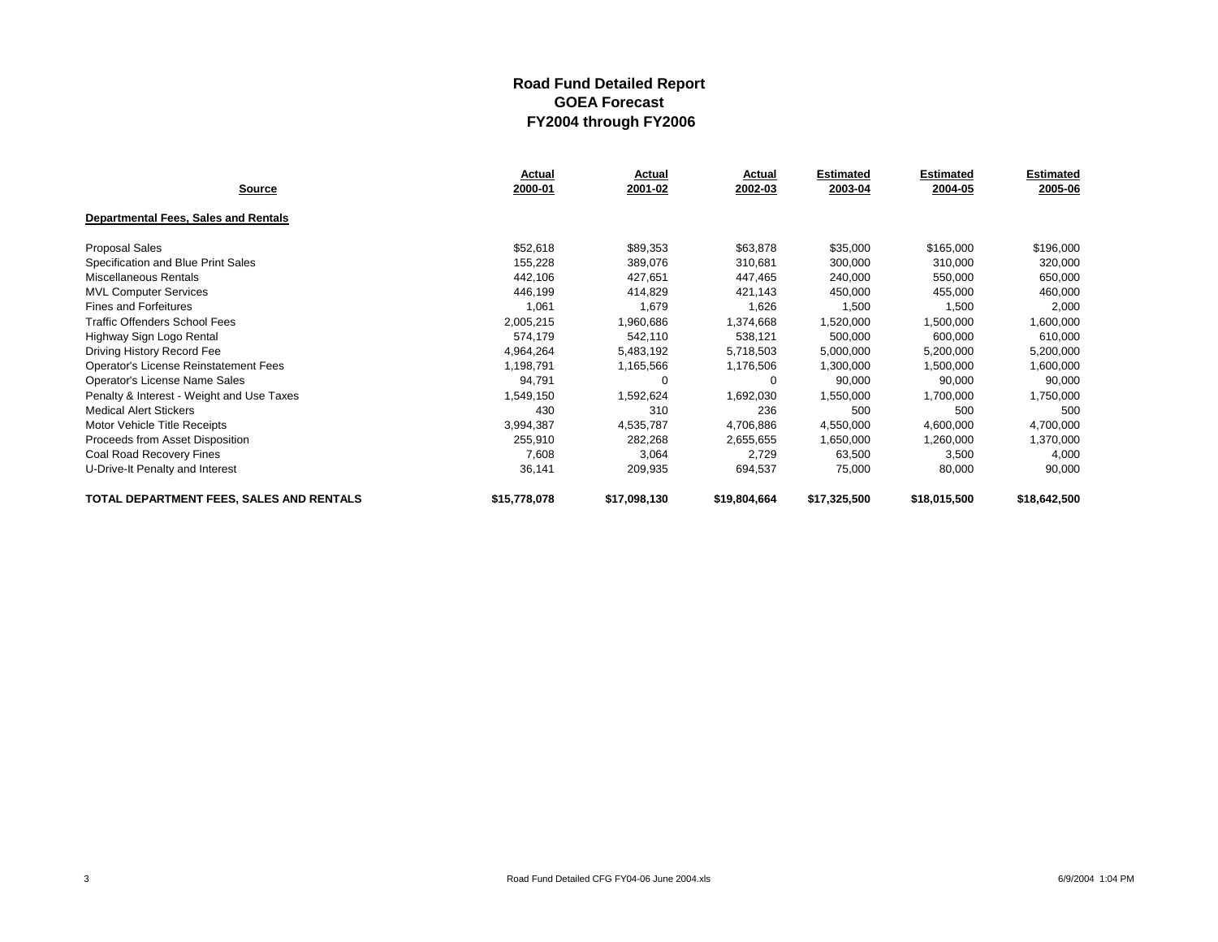# Road Fund Detailed Report
## GOEA Forecast
## FY2004 through FY2006

| Source | Actual 2000-01 | Actual 2001-02 | Actual 2002-03 | Estimated 2003-04 | Estimated 2004-05 | Estimated 2005-06 |
|---|---|---|---|---|---|---|
| **Departmental Fees, Sales and Rentals** | | | | | | |
| Proposal Sales | $52,618 | $89,353 | $63,878 | $35,000 | $165,000 | $196,000 |
| Specification and Blue Print Sales | 155,228 | 389,076 | 310,681 | 300,000 | 310,000 | 320,000 |
| Miscellaneous Rentals | 442,106 | 427,651 | 447,465 | 240,000 | 550,000 | 650,000 |
| MVL Computer Services | 446,199 | 414,829 | 421,143 | 450,000 | 455,000 | 460,000 |
| Fines and Forfeitures | 1,061 | 1,679 | 1,626 | 1,500 | 1,500 | 2,000 |
| Traffic Offenders School Fees | 2,005,215 | 1,960,686 | 1,374,668 | 1,520,000 | 1,500,000 | 1,600,000 |
| Highway Sign Logo Rental | 574,179 | 542,110 | 538,121 | 500,000 | 600,000 | 610,000 |
| Driving History Record Fee | 4,964,264 | 5,483,192 | 5,718,503 | 5,000,000 | 5,200,000 | 5,200,000 |
| Operator's License Reinstatement Fees | 1,198,791 | 1,165,566 | 1,176,506 | 1,300,000 | 1,500,000 | 1,600,000 |
| Operator's License Name Sales | 94,791 | 0 | 0 | 90,000 | 90,000 | 90,000 |
| Penalty & Interest - Weight and Use Taxes | 1,549,150 | 1,592,624 | 1,692,030 | 1,550,000 | 1,700,000 | 1,750,000 |
| Medical Alert Stickers | 430 | 310 | 236 | 500 | 500 | 500 |
| Motor Vehicle Title Receipts | 3,994,387 | 4,535,787 | 4,706,886 | 4,550,000 | 4,600,000 | 4,700,000 |
| Proceeds from Asset Disposition | 255,910 | 282,268 | 2,655,655 | 1,650,000 | 1,260,000 | 1,370,000 |
| Coal Road Recovery Fines | 7,608 | 3,064 | 2,729 | 63,500 | 3,500 | 4,000 |
| U-Drive-It Penalty and Interest | 36,141 | 209,935 | 694,537 | 75,000 | 80,000 | 90,000 |
| **TOTAL DEPARTMENT FEES, SALES AND RENTALS** | **$15,778,078** | **$17,098,130** | **$19,804,664** | **$17,325,500** | **$18,015,500** | **$18,642,500** |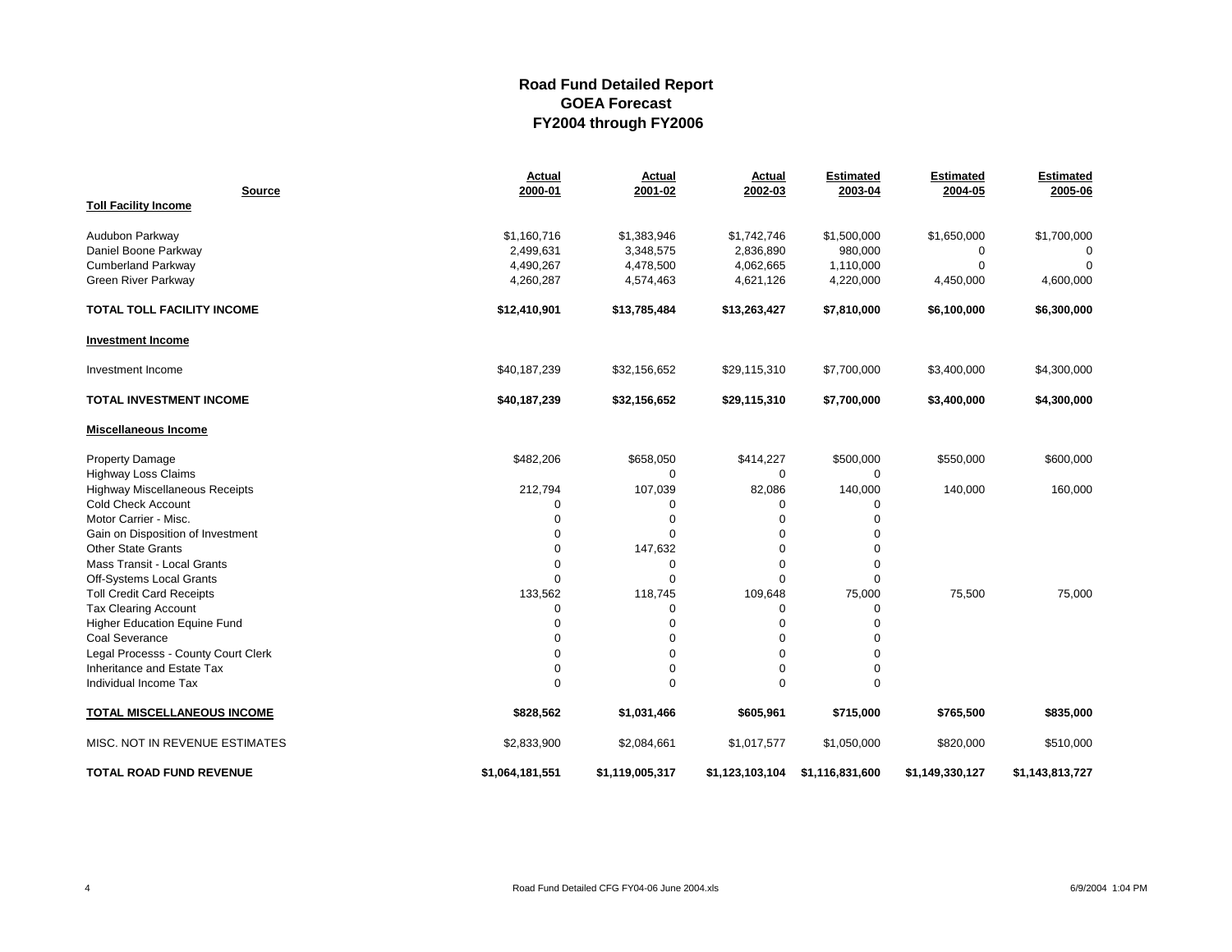# Road Fund Detailed Report
## GOEA Forecast
## FY2004 through FY2006

| Source | Actual 2000-01 | Actual 2001-02 | Actual 2002-03 | Estimated 2003-04 | Estimated 2004-05 | Estimated 2005-06 |
|---|---|---|---|---|---|---|
| **Toll Facility Income** | | | | | | |
| Audubon Parkway | $1,160,716 | $1,383,946 | $1,742,746 | $1,500,000 | $1,650,000 | $1,700,000 |
| Daniel Boone Parkway | 2,499,631 | 3,348,575 | 2,836,890 | 980,000 | 0 | 0 |
| Cumberland Parkway | 4,490,267 | 4,478,500 | 4,062,665 | 1,110,000 | 0 | 0 |
| Green River Parkway | 4,260,287 | 4,574,463 | 4,621,126 | 4,220,000 | 4,450,000 | 4,600,000 |
| **TOTAL TOLL FACILITY INCOME** | **$12,410,901** | **$13,785,484** | **$13,263,427** | **$7,810,000** | **$6,100,000** | **$6,300,000** |
| **Investment Income** | | | | | | |
| Investment Income | $40,187,239 | $32,156,652 | $29,115,310 | $7,700,000 | $3,400,000 | $4,300,000 |
| **TOTAL INVESTMENT INCOME** | **$40,187,239** | **$32,156,652** | **$29,115,310** | **$7,700,000** | **$3,400,000** | **$4,300,000** |
| **Miscellaneous Income** | | | | | | |
| Property Damage | $482,206 | $658,050 | $414,227 | $500,000 | $550,000 | $600,000 |
| Highway Loss Claims | | 0 | 0 | 0 | | |
| Highway Miscellaneous Receipts | 212,794 | 107,039 | 82,086 | 140,000 | 140,000 | 160,000 |
| Cold Check Account | 0 | 0 | 0 | 0 | | |
| Motor Carrier - Misc. | 0 | 0 | 0 | 0 | | |
| Gain on Disposition of Investment | 0 | 0 | 0 | 0 | | |
| Other State Grants | 0 | 147,632 | 0 | 0 | | |
| Mass Transit - Local Grants | 0 | 0 | 0 | 0 | | |
| Off-Systems Local Grants | 0 | 0 | 0 | 0 | | |
| Toll Credit Card Receipts | 133,562 | 118,745 | 109,648 | 75,000 | 75,500 | 75,000 |
| Tax Clearing Account | 0 | 0 | 0 | 0 | | |
| Higher Education Equine Fund | 0 | 0 | 0 | 0 | | |
| Coal Severance | 0 | 0 | 0 | 0 | | |
| Legal Processs - County Court Clerk | 0 | 0 | 0 | 0 | | |
| Inheritance and Estate Tax | 0 | 0 | 0 | 0 | | |
| Individual Income Tax | 0 | 0 | 0 | 0 | | |
| **TOTAL MISCELLANEOUS INCOME** | **$828,562** | **$1,031,466** | **$605,961** | **$715,000** | **$765,500** | **$835,000** |
| MISC. NOT IN REVENUE ESTIMATES | $2,833,900 | $2,084,661 | $1,017,577 | $1,050,000 | $820,000 | $510,000 |
| **TOTAL ROAD FUND REVENUE** | **$1,064,181,551** | **$1,119,005,317** | **$1,123,103,104** | **$1,116,831,600** | **$1,149,330,127** | **$1,143,813,727** |